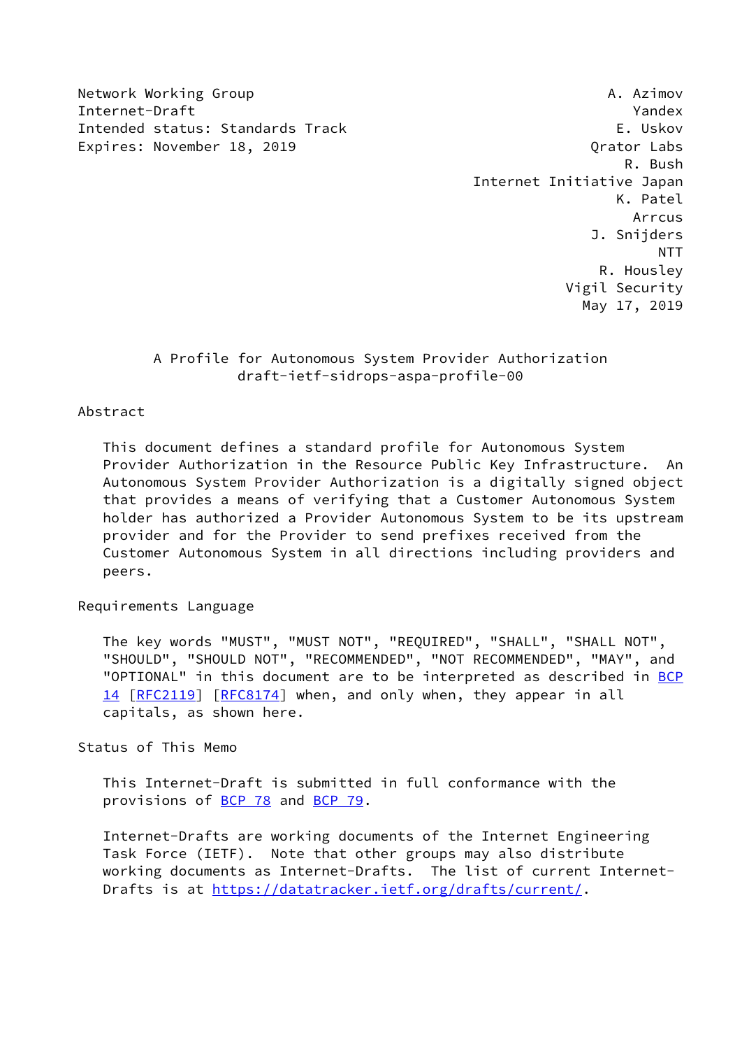Network Working Group A. Azimov
Internet-Draft Yandex
Intended status: Standards Track E. Uskov
Expires: November 18, 2019 Qrator Labs
R. Bush
Internet Initiative Japan
K. Patel
Arrcus
J. Snijders
NTT
R. Housley
Vigil Security
May 17, 2019

# A Profile for Autonomous System Provider Authorization
## draft-ietf-sidrops-aspa-profile-00

## Abstract

This document defines a standard profile for Autonomous System Provider Authorization in the Resource Public Key Infrastructure. An Autonomous System Provider Authorization is a digitally signed object that provides a means of verifying that a Customer Autonomous System holder has authorized a Provider Autonomous System to be its upstream provider and for the Provider to send prefixes received from the Customer Autonomous System in all directions including providers and peers.

## Requirements Language

The key words "MUST", "MUST NOT", "REQUIRED", "SHALL", "SHALL NOT", "SHOULD", "SHOULD NOT", "RECOMMENDED", "NOT RECOMMENDED", "MAY", and "OPTIONAL" in this document are to be interpreted as described in BCP 14 [RFC2119] [RFC8174] when, and only when, they appear in all capitals, as shown here.

## Status of This Memo

This Internet-Draft is submitted in full conformance with the provisions of BCP 78 and BCP 79.

Internet-Drafts are working documents of the Internet Engineering Task Force (IETF). Note that other groups may also distribute working documents as Internet-Drafts. The list of current Internet-Drafts is at https://datatracker.ietf.org/drafts/current/.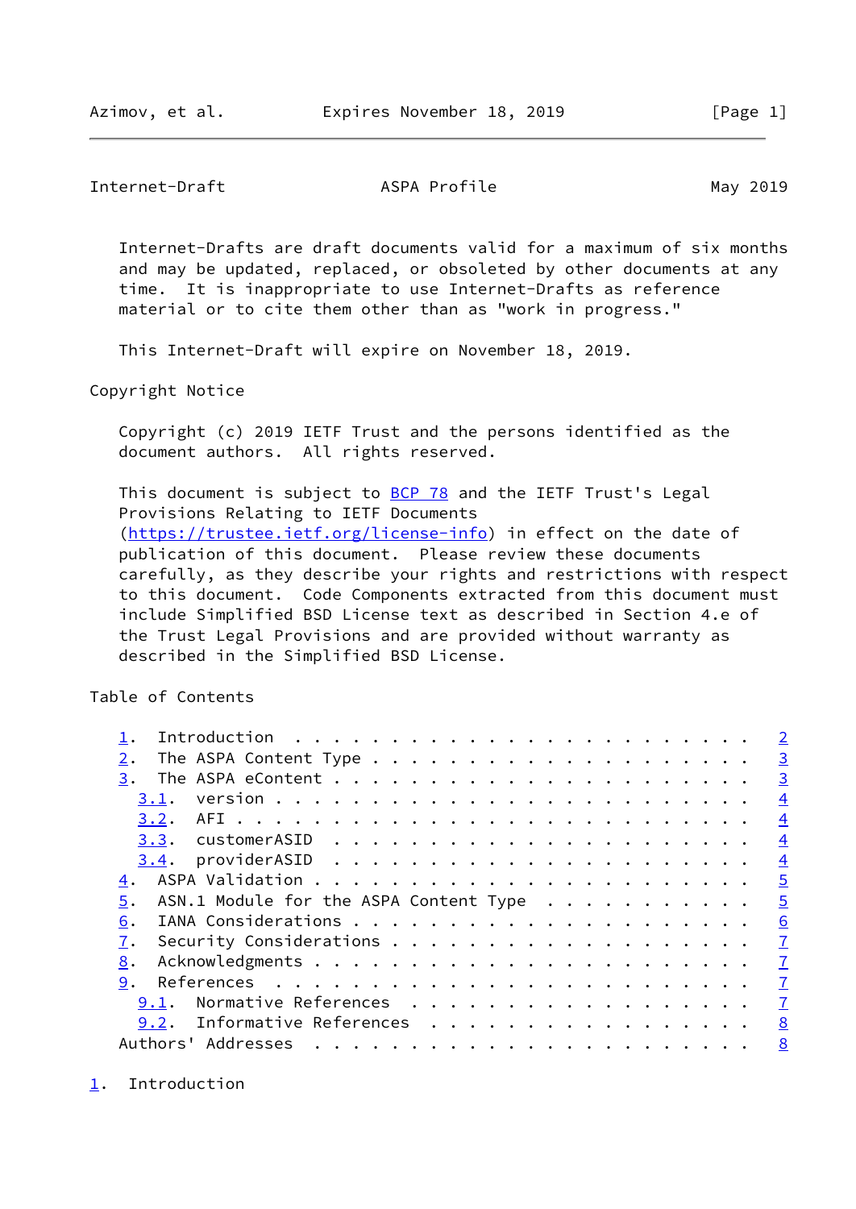Internet-Drafts are draft documents valid for a maximum of six months and may be updated, replaced, or obsoleted by other documents at any time. It is inappropriate to use Internet-Drafts as reference material or to cite them other than as "work in progress."

This Internet-Draft will expire on November 18, 2019.

Copyright Notice

Copyright (c) 2019 IETF Trust and the persons identified as the document authors. All rights reserved.

This document is subject to BCP 78 and the IETF Trust's Legal Provisions Relating to IETF Documents (https://trustee.ietf.org/license-info) in effect on the date of publication of this document. Please review these documents carefully, as they describe your rights and restrictions with respect to this document. Code Components extracted from this document must include Simplified BSD License text as described in Section 4.e of the Trust Legal Provisions and are provided without warranty as described in the Simplified BSD License.

Table of Contents

```
   1.  Introduction  . . . . . . . . . . . . . . . . . . . . . . . .   2
   2.  The ASPA Content Type . . . . . . . . . . . . . . . . . . . .   3
   3.  The ASPA eContent . . . . . . . . . . . . . . . . . . . . . .   3
     3.1.  version . . . . . . . . . . . . . . . . . . . . . . . . .   4
     3.2.  AFI . . . . . . . . . . . . . . . . . . . . . . . . . . .   4
     3.3.  customerASID  . . . . . . . . . . . . . . . . . . . . . .   4
     3.4.  providerASID  . . . . . . . . . . . . . . . . . . . . . .   4
   4.  ASPA Validation . . . . . . . . . . . . . . . . . . . . . . .   5
   5.  ASN.1 Module for the ASPA Content Type  . . . . . . . . . . .   5
   6.  IANA Considerations . . . . . . . . . . . . . . . . . . . . .   6
   7.  Security Considerations . . . . . . . . . . . . . . . . . . .   7
   8.  Acknowledgments . . . . . . . . . . . . . . . . . . . . . . .   7
   9.  References  . . . . . . . . . . . . . . . . . . . . . . . . .   7
     9.1.  Normative References  . . . . . . . . . . . . . . . . . .   7
     9.2.  Informative References  . . . . . . . . . . . . . . . . .   8
   Authors' Addresses  . . . . . . . . . . . . . . . . . . . . . . .   8
```

# 1. Introduction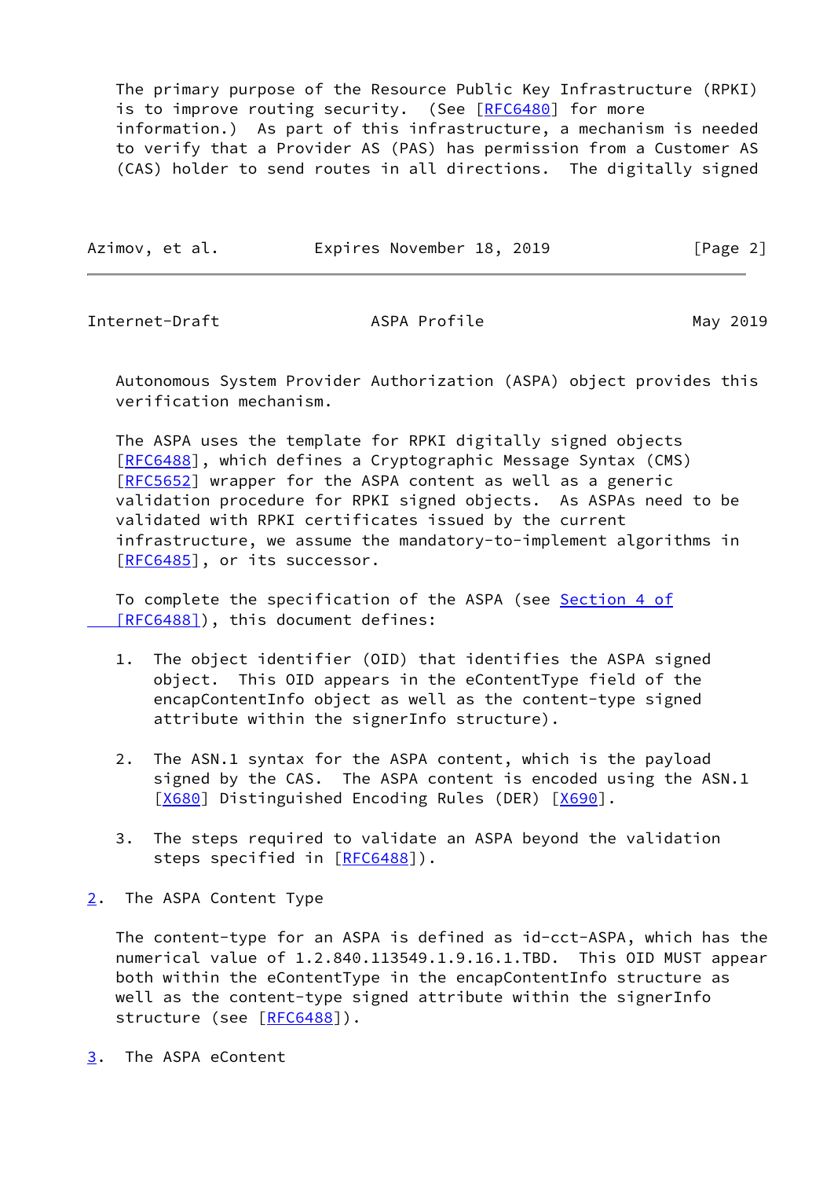The primary purpose of the Resource Public Key Infrastructure (RPKI) is to improve routing security. (See [RFC6480] for more information.) As part of this infrastructure, a mechanism is needed to verify that a Provider AS (PAS) has permission from a Customer AS (CAS) holder to send routes in all directions. The digitally signed Autonomous System Provider Authorization (ASPA) object provides this verification mechanism.

The ASPA uses the template for RPKI digitally signed objects [RFC6488], which defines a Cryptographic Message Syntax (CMS) [RFC5652] wrapper for the ASPA content as well as a generic validation procedure for RPKI signed objects. As ASPAs need to be validated with RPKI certificates issued by the current infrastructure, we assume the mandatory-to-implement algorithms in [RFC6485], or its successor.

To complete the specification of the ASPA (see Section 4 of [RFC6488]), this document defines:

1. The object identifier (OID) that identifies the ASPA signed object. This OID appears in the eContentType field of the encapContentInfo object as well as the content-type signed attribute within the signerInfo structure).

2. The ASN.1 syntax for the ASPA content, which is the payload signed by the CAS. The ASPA content is encoded using the ASN.1 [X680] Distinguished Encoding Rules (DER) [X690].

3. The steps required to validate an ASPA beyond the validation steps specified in [RFC6488]).

## 2. The ASPA Content Type

The content-type for an ASPA is defined as id-cct-ASPA, which has the numerical value of 1.2.840.113549.1.9.16.1.TBD. This OID MUST appear both within the eContentType in the encapContentInfo structure as well as the content-type signed attribute within the signerInfo structure (see [RFC6488]).

## 3. The ASPA eContent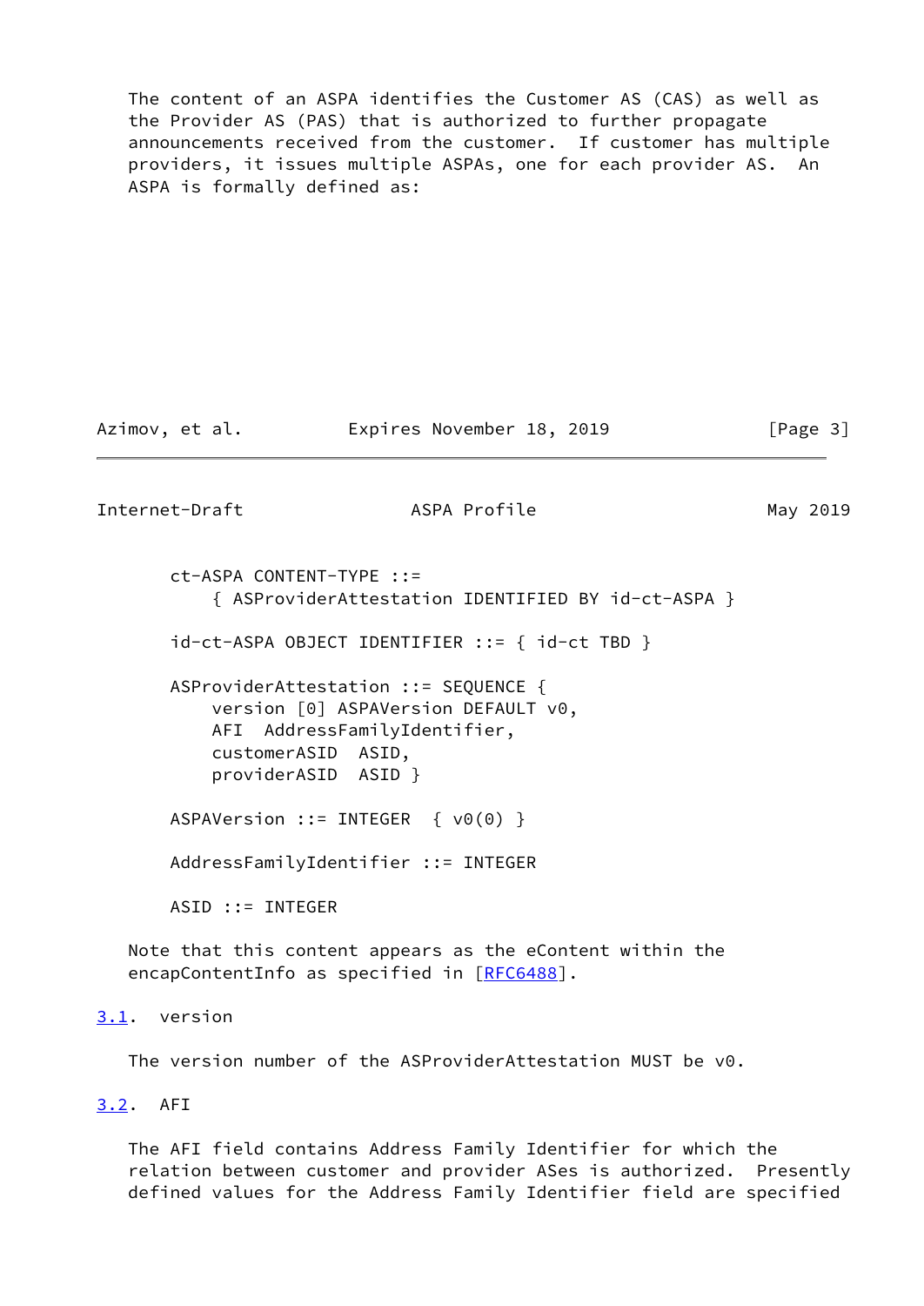The content of an ASPA identifies the Customer AS (CAS) as well as the Provider AS (PAS) that is authorized to further propagate announcements received from the customer. If customer has multiple providers, it issues multiple ASPAs, one for each provider AS. An ASPA is formally defined as:

```
ct-ASPA CONTENT-TYPE ::=
    { ASProviderAttestation IDENTIFIED BY id-ct-ASPA }

id-ct-ASPA OBJECT IDENTIFIER ::= { id-ct TBD }

ASProviderAttestation ::= SEQUENCE {
    version [0] ASPAVersion DEFAULT v0,
    AFI  AddressFamilyIdentifier,
    customerASID  ASID,
    providerASID  ASID }

ASPAVersion ::= INTEGER  { v0(0) }

AddressFamilyIdentifier ::= INTEGER

ASID ::= INTEGER
```

Note that this content appears as the eContent within the encapContentInfo as specified in [RFC6488].

### 3.1. version

The version number of the ASProviderAttestation MUST be v0.

### 3.2. AFI

The AFI field contains Address Family Identifier for which the relation between customer and provider ASes is authorized. Presently defined values for the Address Family Identifier field are specified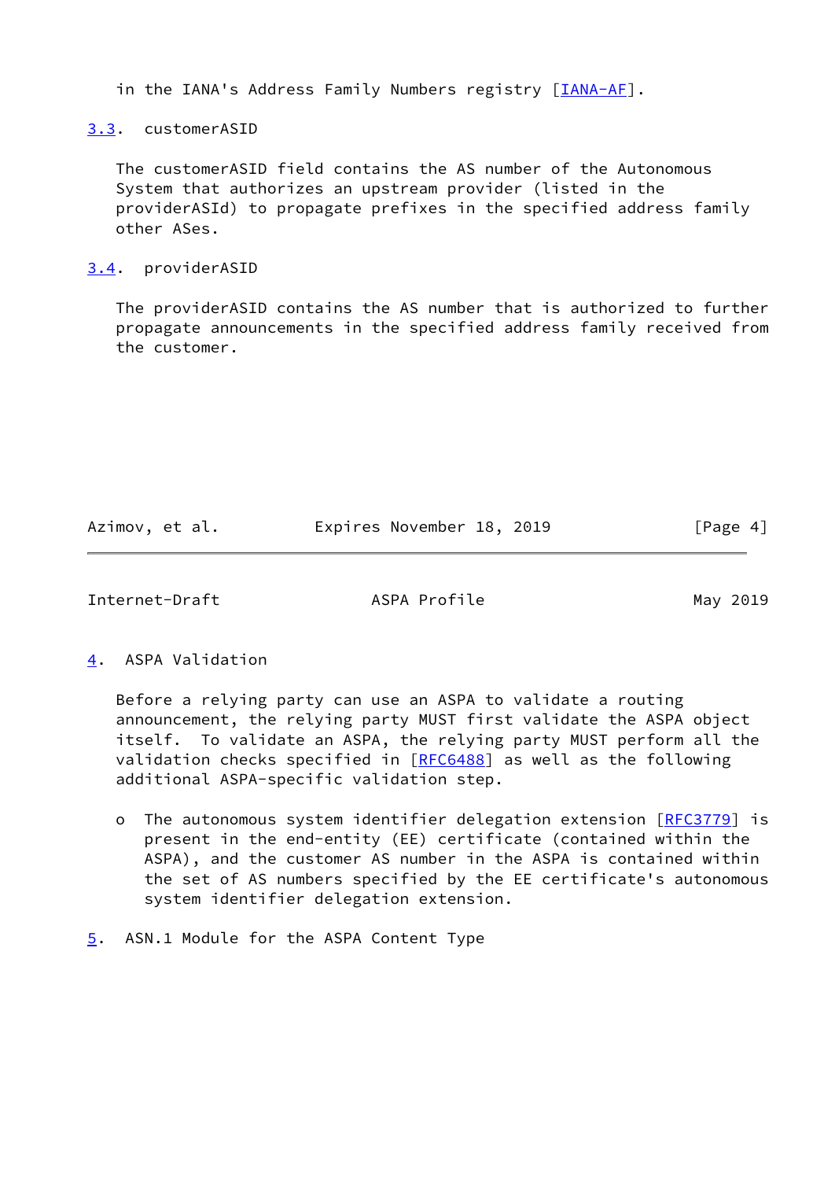in the IANA's Address Family Numbers registry [IANA-AF].

### 3.3. customerASID

The customerASID field contains the AS number of the Autonomous System that authorizes an upstream provider (listed in the providerASId) to propagate prefixes in the specified address family other ASes.

### 3.4. providerASID

The providerASID contains the AS number that is authorized to further propagate announcements in the specified address family received from the customer.

## 4. ASPA Validation

Before a relying party can use an ASPA to validate a routing announcement, the relying party MUST first validate the ASPA object itself. To validate an ASPA, the relying party MUST perform all the validation checks specified in [RFC6488] as well as the following additional ASPA-specific validation step.

- The autonomous system identifier delegation extension [RFC3779] is present in the end-entity (EE) certificate (contained within the ASPA), and the customer AS number in the ASPA is contained within the set of AS numbers specified by the EE certificate's autonomous system identifier delegation extension.

## 5. ASN.1 Module for the ASPA Content Type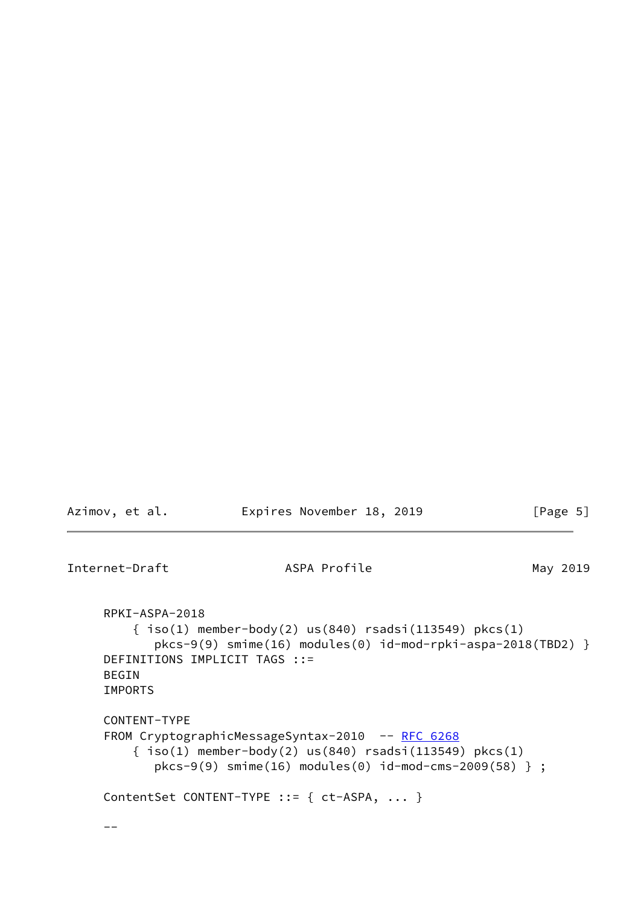```
RPKI-ASPA-2018
    { iso(1) member-body(2) us(840) rsadsi(113549) pkcs(1)
       pkcs-9(9) smime(16) modules(0) id-mod-rpki-aspa-2018(TBD2) }
DEFINITIONS IMPLICIT TAGS ::=
BEGIN
IMPORTS

CONTENT-TYPE
FROM CryptographicMessageSyntax-2010  -- RFC 6268
    { iso(1) member-body(2) us(840) rsadsi(113549) pkcs(1)
       pkcs-9(9) smime(16) modules(0) id-mod-cms-2009(58) } ;

ContentSet CONTENT-TYPE ::= { ct-ASPA, ... }

--
```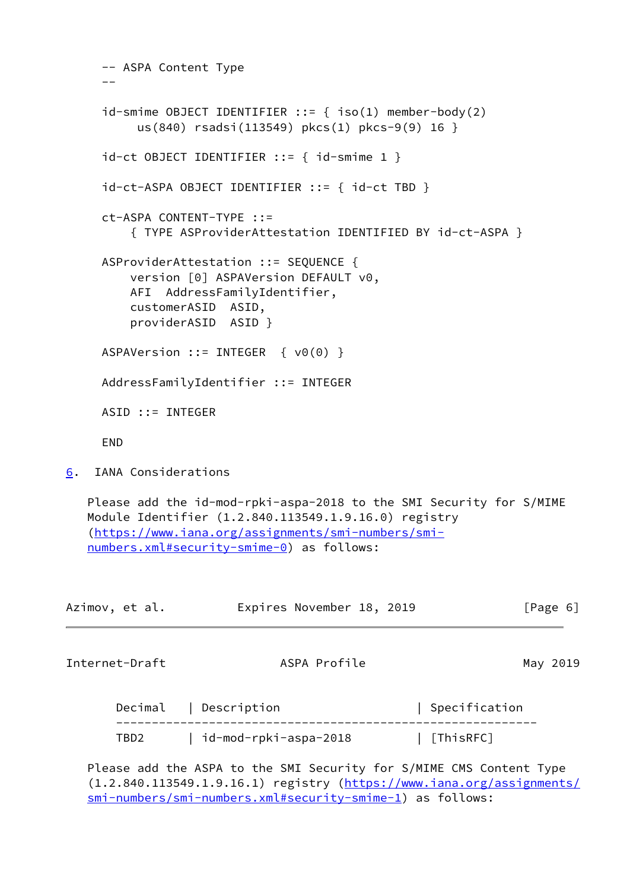```
   -- ASPA Content Type
   --

   id-smime OBJECT IDENTIFIER ::= { iso(1) member-body(2)
        us(840) rsadsi(113549) pkcs(1) pkcs-9(9) 16 }

   id-ct OBJECT IDENTIFIER ::= { id-smime 1 }

   id-ct-ASPA OBJECT IDENTIFIER ::= { id-ct TBD }

   ct-ASPA CONTENT-TYPE ::=
       { TYPE ASProviderAttestation IDENTIFIED BY id-ct-ASPA }

   ASProviderAttestation ::= SEQUENCE {
       version [0] ASPAVersion DEFAULT v0,
       AFI  AddressFamilyIdentifier,
       customerASID  ASID,
       providerASID  ASID }

   ASPAVersion ::= INTEGER  { v0(0) }

   AddressFamilyIdentifier ::= INTEGER

   ASID ::= INTEGER

   END
```

## 6. IANA Considerations

Please add the id-mod-rpki-aspa-2018 to the SMI Security for S/MIME Module Identifier (1.2.840.113549.1.9.16.0) registry (https://www.iana.org/assignments/smi-numbers/smi-numbers.xml#security-smime-0) as follows:

| Decimal | Description | Specification |
|---|---|---|
| TBD2 | id-mod-rpki-aspa-2018 | [ThisRFC] |

Please add the ASPA to the SMI Security for S/MIME CMS Content Type (1.2.840.113549.1.9.16.1) registry (https://www.iana.org/assignments/smi-numbers/smi-numbers.xml#security-smime-1) as follows: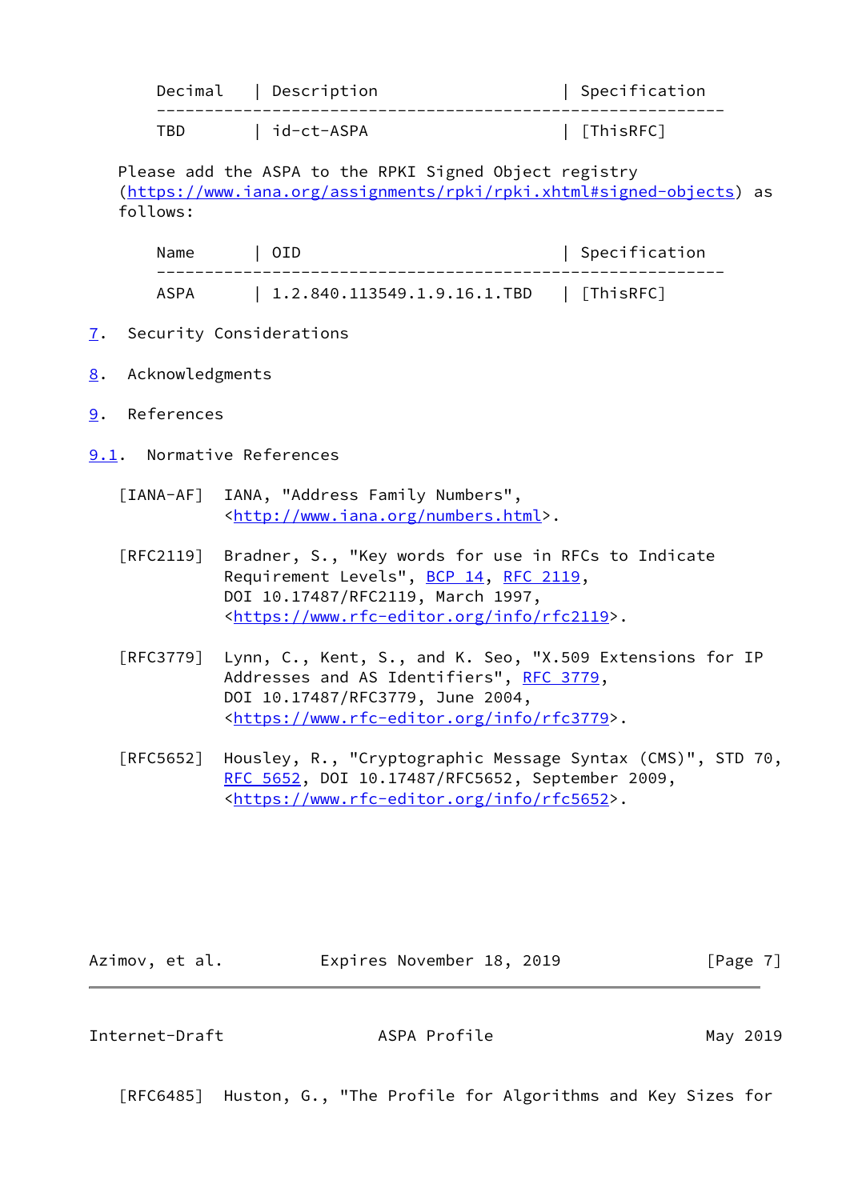| Decimal | Description | Specification |
|---|---|---|
| TBD | id-ct-ASPA | [ThisRFC] |

Please add the ASPA to the RPKI Signed Object registry (https://www.iana.org/assignments/rpki/rpki.xhtml#signed-objects) as follows:

| Name | OID | Specification |
|---|---|---|
| ASPA | 1.2.840.113549.1.9.16.1.TBD | [ThisRFC] |

## 7. Security Considerations

## 8. Acknowledgments

## 9. References

### 9.1. Normative References

[IANA-AF] IANA, "Address Family Numbers", <http://www.iana.org/numbers.html>.

[RFC2119] Bradner, S., "Key words for use in RFCs to Indicate Requirement Levels", BCP 14, RFC 2119, DOI 10.17487/RFC2119, March 1997, <https://www.rfc-editor.org/info/rfc2119>.

[RFC3779] Lynn, C., Kent, S., and K. Seo, "X.509 Extensions for IP Addresses and AS Identifiers", RFC 3779, DOI 10.17487/RFC3779, June 2004, <https://www.rfc-editor.org/info/rfc3779>.

[RFC5652] Housley, R., "Cryptographic Message Syntax (CMS)", STD 70, RFC 5652, DOI 10.17487/RFC5652, September 2009, <https://www.rfc-editor.org/info/rfc5652>.

[RFC6485] Huston, G., "The Profile for Algorithms and Key Sizes for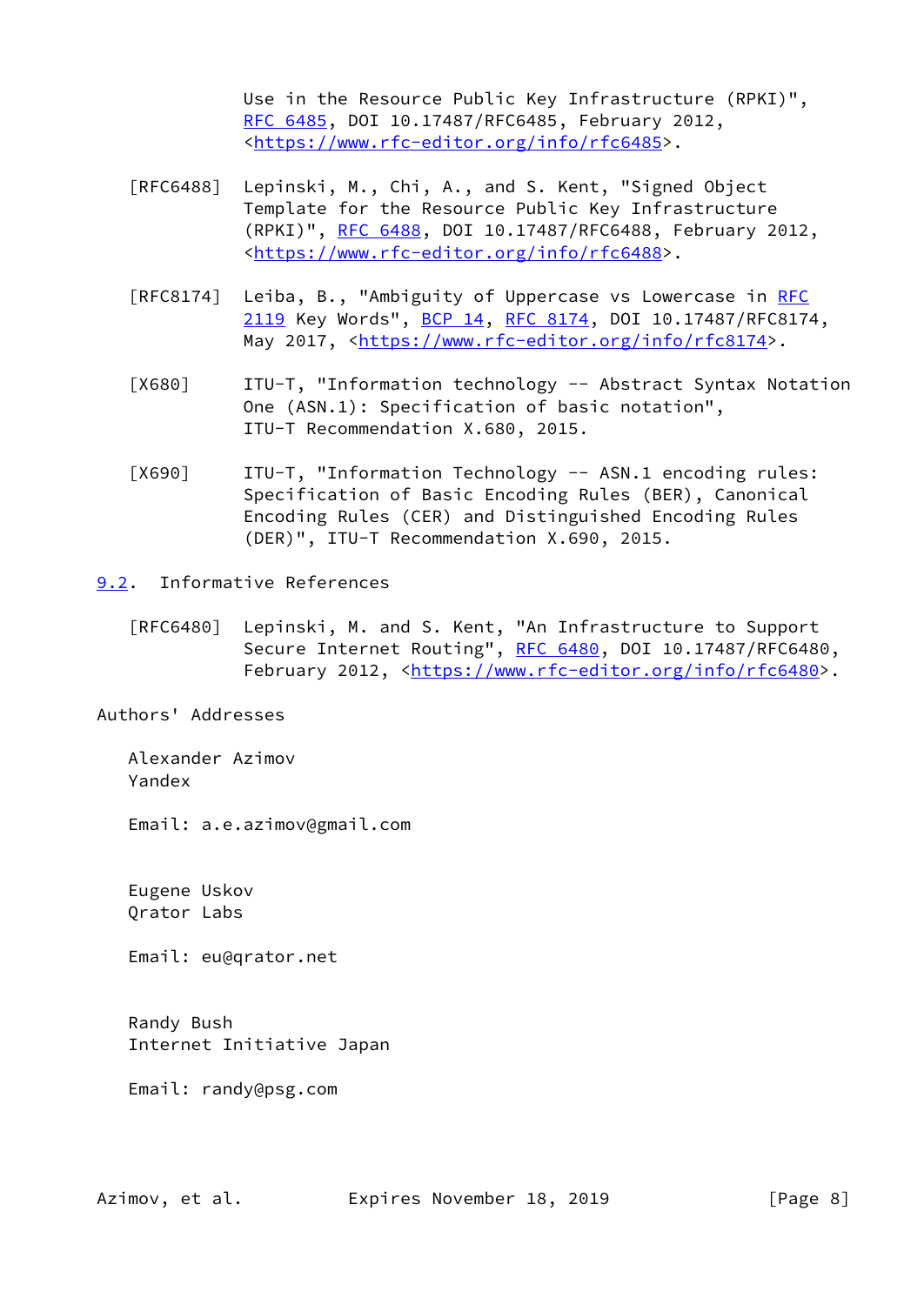Use in the Resource Public Key Infrastructure (RPKI)", RFC 6485, DOI 10.17487/RFC6485, February 2012, <https://www.rfc-editor.org/info/rfc6485>.

[RFC6488] Lepinski, M., Chi, A., and S. Kent, "Signed Object Template for the Resource Public Key Infrastructure (RPKI)", RFC 6488, DOI 10.17487/RFC6488, February 2012, <https://www.rfc-editor.org/info/rfc6488>.

[RFC8174] Leiba, B., "Ambiguity of Uppercase vs Lowercase in RFC 2119 Key Words", BCP 14, RFC 8174, DOI 10.17487/RFC8174, May 2017, <https://www.rfc-editor.org/info/rfc8174>.

[X680] ITU-T, "Information technology -- Abstract Syntax Notation One (ASN.1): Specification of basic notation", ITU-T Recommendation X.680, 2015.

[X690] ITU-T, "Information Technology -- ASN.1 encoding rules: Specification of Basic Encoding Rules (BER), Canonical Encoding Rules (CER) and Distinguished Encoding Rules (DER)", ITU-T Recommendation X.690, 2015.

### 9.2. Informative References

[RFC6480] Lepinski, M. and S. Kent, "An Infrastructure to Support Secure Internet Routing", RFC 6480, DOI 10.17487/RFC6480, February 2012, <https://www.rfc-editor.org/info/rfc6480>.

## Authors' Addresses

Alexander Azimov
Yandex

Email: a.e.azimov@gmail.com

Eugene Uskov
Qrator Labs

Email: eu@qrator.net

Randy Bush
Internet Initiative Japan

Email: randy@psg.com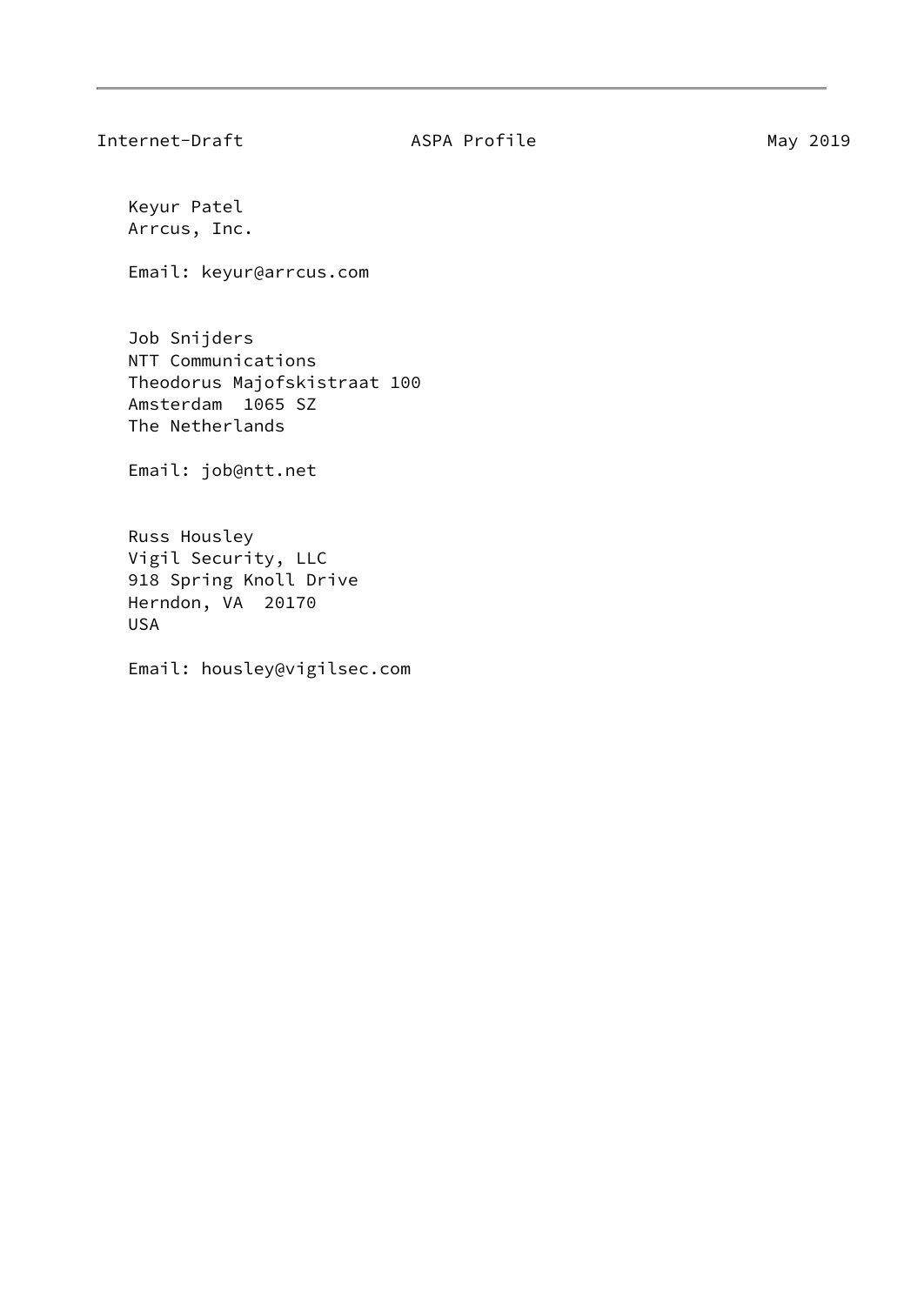Keyur Patel
Arrcus, Inc.

Email: keyur@arrcus.com

Job Snijders
NTT Communications
Theodorus Majofskistraat 100
Amsterdam  1065 SZ
The Netherlands

Email: job@ntt.net

Russ Housley
Vigil Security, LLC
918 Spring Knoll Drive
Herndon, VA  20170
USA

Email: housley@vigilsec.com